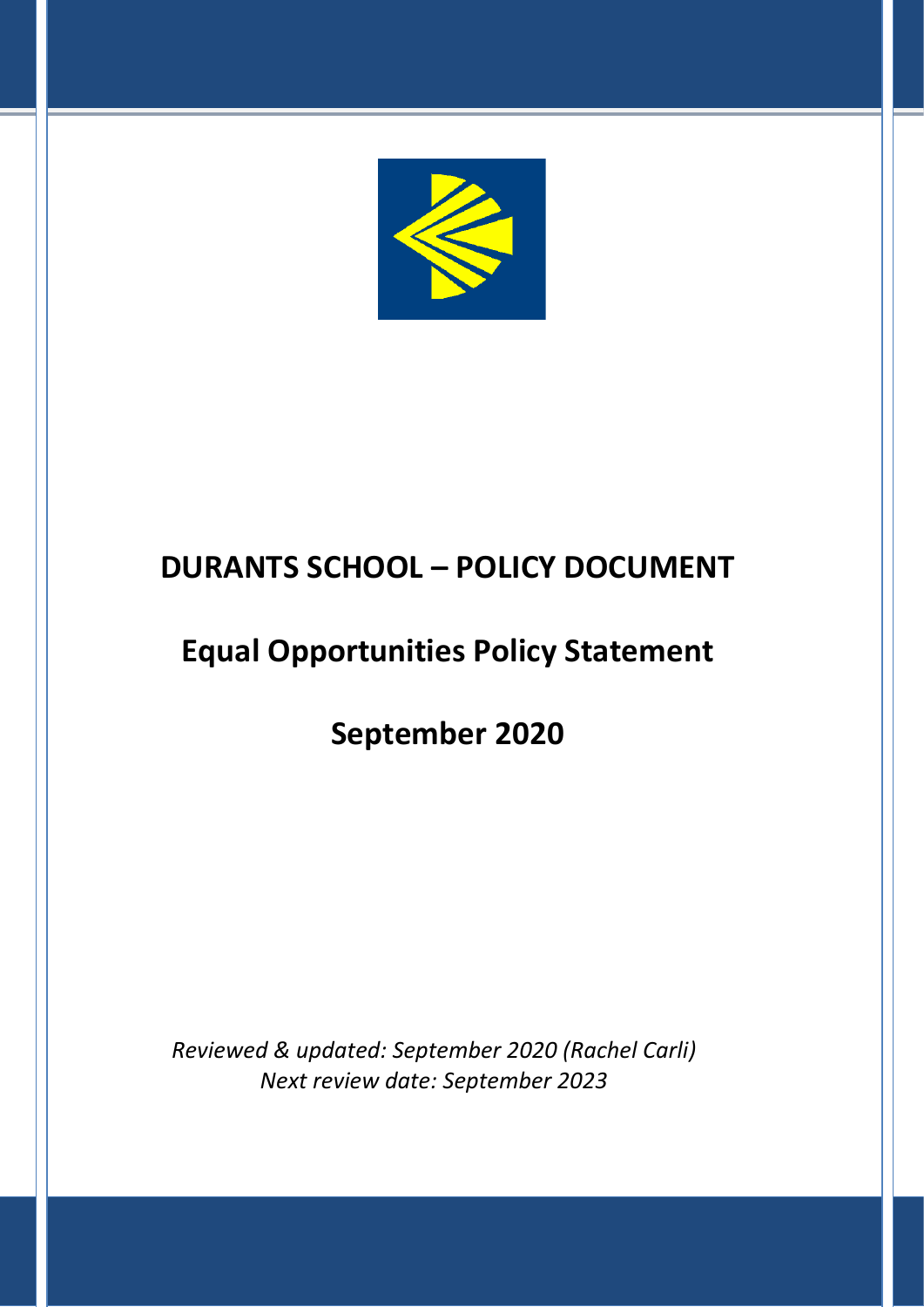# DURANTS SCHOOL – POLICY DOCUMENT

## Equal Opportunities Policy Statement

## September 2020

*Reviewed & updated: September 2020 (Rachel Carli)*
*Next review date: September 2023*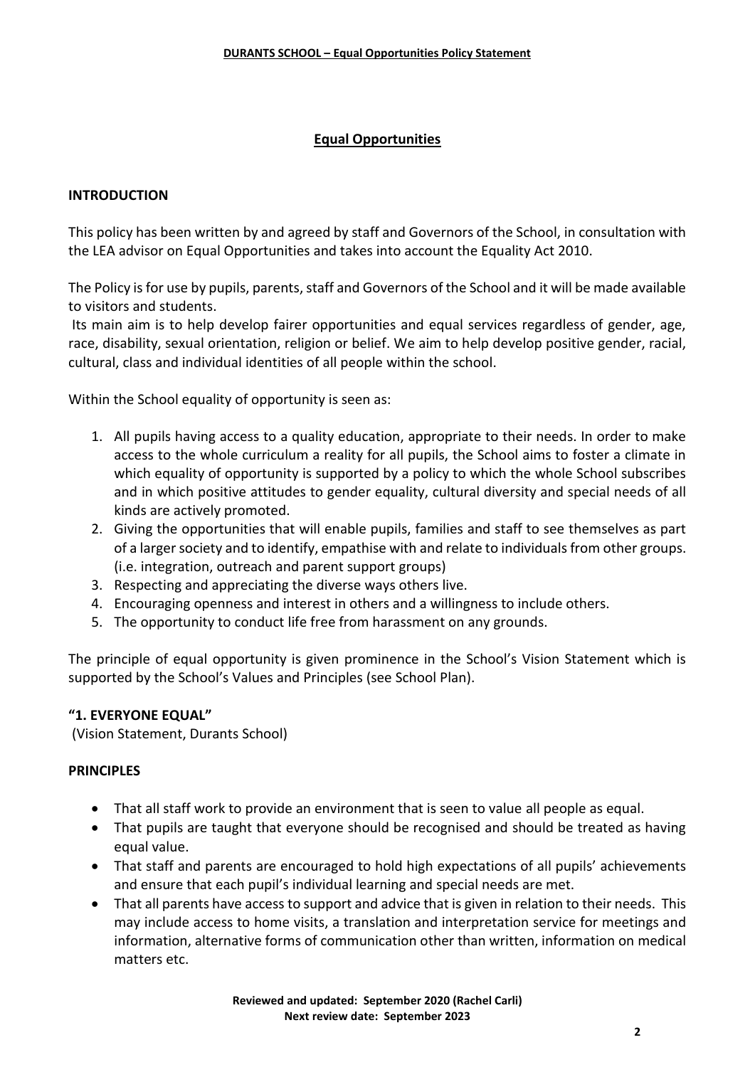## Equal Opportunities

### INTRODUCTION

This policy has been written by and agreed by staff and Governors of the School, in consultation with the LEA advisor on Equal Opportunities and takes into account the Equality Act 2010.

The Policy is for use by pupils, parents, staff and Governors of the School and it will be made available to visitors and students.

Its main aim is to help develop fairer opportunities and equal services regardless of gender, age, race, disability, sexual orientation, religion or belief. We aim to help develop positive gender, racial, cultural, class and individual identities of all people within the school.

Within the School equality of opportunity is seen as:

1. All pupils having access to a quality education, appropriate to their needs. In order to make access to the whole curriculum a reality for all pupils, the School aims to foster a climate in which equality of opportunity is supported by a policy to which the whole School subscribes and in which positive attitudes to gender equality, cultural diversity and special needs of all kinds are actively promoted.
2. Giving the opportunities that will enable pupils, families and staff to see themselves as part of a larger society and to identify, empathise with and relate to individuals from other groups. (i.e. integration, outreach and parent support groups)
3. Respecting and appreciating the diverse ways others live.
4. Encouraging openness and interest in others and a willingness to include others.
5. The opportunity to conduct life free from harassment on any grounds.

The principle of equal opportunity is given prominence in the School's Vision Statement which is supported by the School's Values and Principles (see School Plan).

**"1. EVERYONE EQUAL"**
(Vision Statement, Durants School)

### PRINCIPLES

- That all staff work to provide an environment that is seen to value all people as equal.
- That pupils are taught that everyone should be recognised and should be treated as having equal value.
- That staff and parents are encouraged to hold high expectations of all pupils' achievements and ensure that each pupil's individual learning and special needs are met.
- That all parents have access to support and advice that is given in relation to their needs. This may include access to home visits, a translation and interpretation service for meetings and information, alternative forms of communication other than written, information on medical matters etc.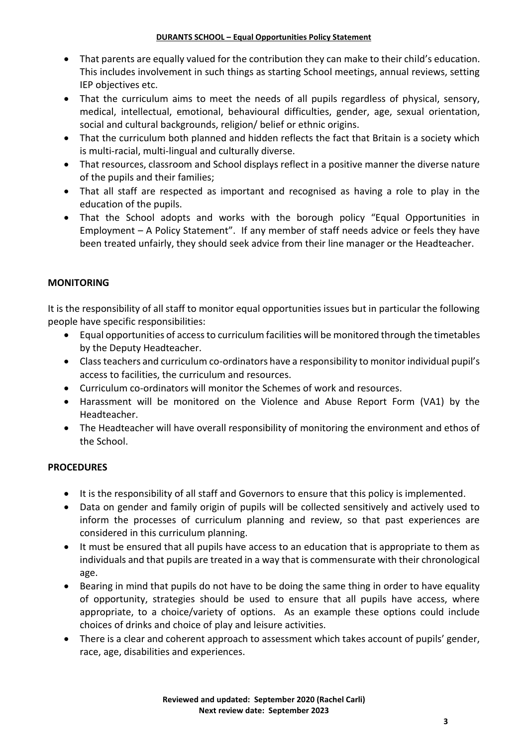- That parents are equally valued for the contribution they can make to their child's education. This includes involvement in such things as starting School meetings, annual reviews, setting IEP objectives etc.
- That the curriculum aims to meet the needs of all pupils regardless of physical, sensory, medical, intellectual, emotional, behavioural difficulties, gender, age, sexual orientation, social and cultural backgrounds, religion/ belief or ethnic origins.
- That the curriculum both planned and hidden reflects the fact that Britain is a society which is multi-racial, multi-lingual and culturally diverse.
- That resources, classroom and School displays reflect in a positive manner the diverse nature of the pupils and their families;
- That all staff are respected as important and recognised as having a role to play in the education of the pupils.
- That the School adopts and works with the borough policy "Equal Opportunities in Employment – A Policy Statement". If any member of staff needs advice or feels they have been treated unfairly, they should seek advice from their line manager or the Headteacher.

## MONITORING

It is the responsibility of all staff to monitor equal opportunities issues but in particular the following people have specific responsibilities:

- Equal opportunities of access to curriculum facilities will be monitored through the timetables by the Deputy Headteacher.
- Class teachers and curriculum co-ordinators have a responsibility to monitor individual pupil's access to facilities, the curriculum and resources.
- Curriculum co-ordinators will monitor the Schemes of work and resources.
- Harassment will be monitored on the Violence and Abuse Report Form (VA1) by the Headteacher.
- The Headteacher will have overall responsibility of monitoring the environment and ethos of the School.

## PROCEDURES

- It is the responsibility of all staff and Governors to ensure that this policy is implemented.
- Data on gender and family origin of pupils will be collected sensitively and actively used to inform the processes of curriculum planning and review, so that past experiences are considered in this curriculum planning.
- It must be ensured that all pupils have access to an education that is appropriate to them as individuals and that pupils are treated in a way that is commensurate with their chronological age.
- Bearing in mind that pupils do not have to be doing the same thing in order to have equality of opportunity, strategies should be used to ensure that all pupils have access, where appropriate, to a choice/variety of options. As an example these options could include choices of drinks and choice of play and leisure activities.
- There is a clear and coherent approach to assessment which takes account of pupils' gender, race, age, disabilities and experiences.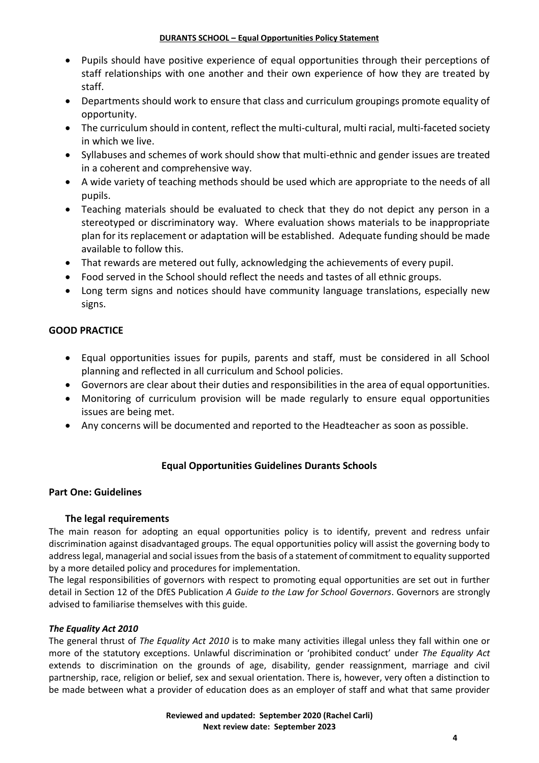- Pupils should have positive experience of equal opportunities through their perceptions of staff relationships with one another and their own experience of how they are treated by staff.
- Departments should work to ensure that class and curriculum groupings promote equality of opportunity.
- The curriculum should in content, reflect the multi-cultural, multi racial, multi-faceted society in which we live.
- Syllabuses and schemes of work should show that multi-ethnic and gender issues are treated in a coherent and comprehensive way.
- A wide variety of teaching methods should be used which are appropriate to the needs of all pupils.
- Teaching materials should be evaluated to check that they do not depict any person in a stereotyped or discriminatory way. Where evaluation shows materials to be inappropriate plan for its replacement or adaptation will be established. Adequate funding should be made available to follow this.
- That rewards are metered out fully, acknowledging the achievements of every pupil.
- Food served in the School should reflect the needs and tastes of all ethnic groups.
- Long term signs and notices should have community language translations, especially new signs.

## GOOD PRACTICE

- Equal opportunities issues for pupils, parents and staff, must be considered in all School planning and reflected in all curriculum and School policies.
- Governors are clear about their duties and responsibilities in the area of equal opportunities.
- Monitoring of curriculum provision will be made regularly to ensure equal opportunities issues are being met.
- Any concerns will be documented and reported to the Headteacher as soon as possible.

## Equal Opportunities Guidelines Durants Schools

## Part One: Guidelines

### The legal requirements

The main reason for adopting an equal opportunities policy is to identify, prevent and redress unfair discrimination against disadvantaged groups. The equal opportunities policy will assist the governing body to address legal, managerial and social issues from the basis of a statement of commitment to equality supported by a more detailed policy and procedures for implementation.

The legal responsibilities of governors with respect to promoting equal opportunities are set out in further detail in Section 12 of the DfES Publication *A Guide to the Law for School Governors*. Governors are strongly advised to familiarise themselves with this guide.

#### *The Equality Act 2010*

The general thrust of *The Equality Act 2010* is to make many activities illegal unless they fall within one or more of the statutory exceptions. Unlawful discrimination or 'prohibited conduct' under *The Equality Act* extends to discrimination on the grounds of age, disability, gender reassignment, marriage and civil partnership, race, religion or belief, sex and sexual orientation. There is, however, very often a distinction to be made between what a provider of education does as an employer of staff and what that same provider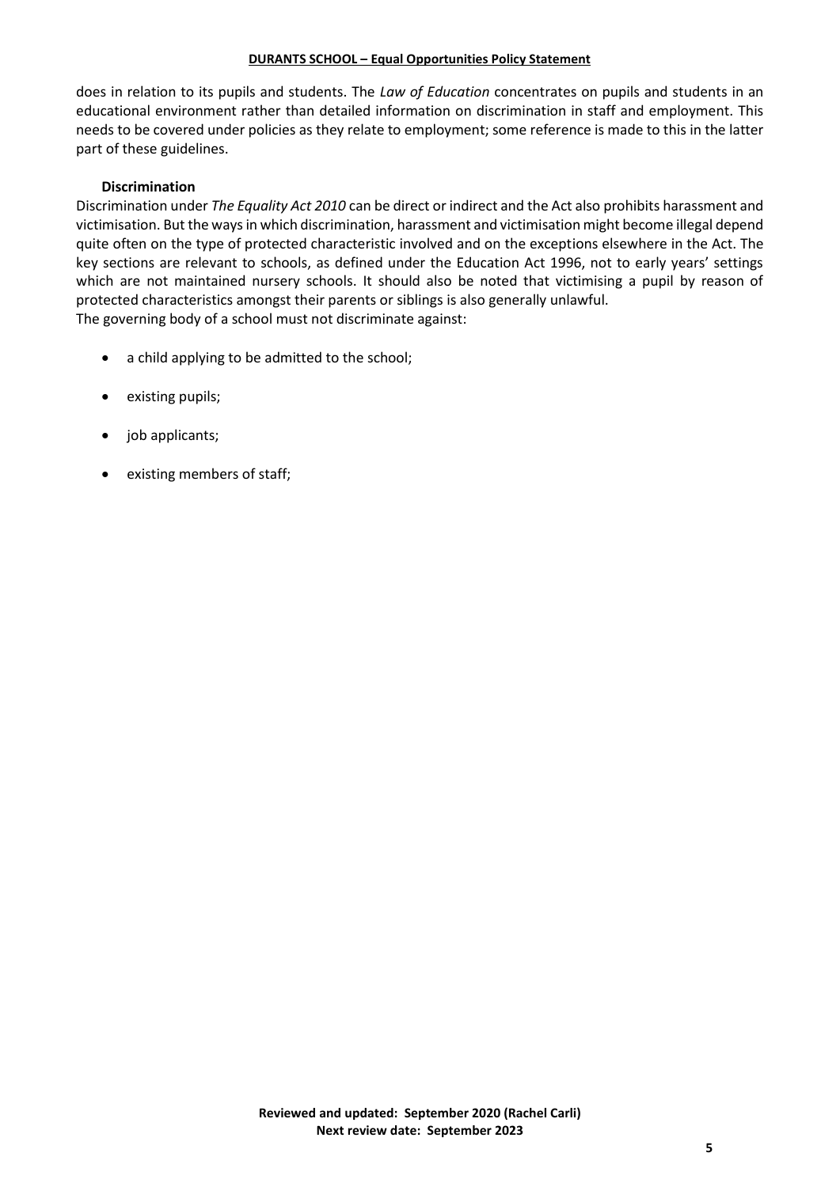does in relation to its pupils and students. The *Law of Education* concentrates on pupils and students in an educational environment rather than detailed information on discrimination in staff and employment. This needs to be covered under policies as they relate to employment; some reference is made to this in the latter part of these guidelines.

**Discrimination**

Discrimination under *The Equality Act 2010* can be direct or indirect and the Act also prohibits harassment and victimisation. But the ways in which discrimination, harassment and victimisation might become illegal depend quite often on the type of protected characteristic involved and on the exceptions elsewhere in the Act. The key sections are relevant to schools, as defined under the Education Act 1996, not to early years' settings which are not maintained nursery schools. It should also be noted that victimising a pupil by reason of protected characteristics amongst their parents or siblings is also generally unlawful.
The governing body of a school must not discriminate against:

- a child applying to be admitted to the school;
- existing pupils;
- job applicants;
- existing members of staff;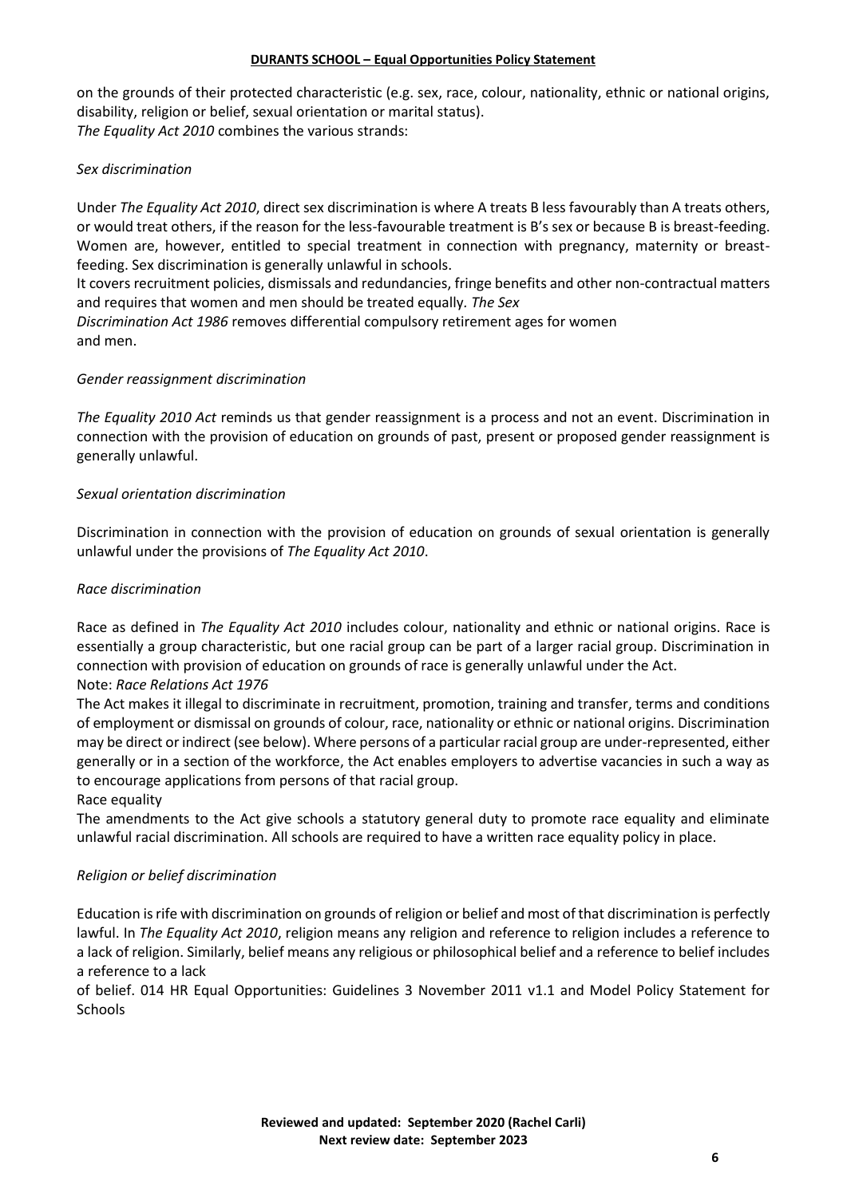on the grounds of their protected characteristic (e.g. sex, race, colour, nationality, ethnic or national origins, disability, religion or belief, sexual orientation or marital status).
*The Equality Act 2010* combines the various strands:

*Sex discrimination*

Under *The Equality Act 2010*, direct sex discrimination is where A treats B less favourably than A treats others, or would treat others, if the reason for the less-favourable treatment is B's sex or because B is breast-feeding. Women are, however, entitled to special treatment in connection with pregnancy, maternity or breast-feeding. Sex discrimination is generally unlawful in schools.
It covers recruitment policies, dismissals and redundancies, fringe benefits and other non-contractual matters and requires that women and men should be treated equally. *The Sex Discrimination Act 1986* removes differential compulsory retirement ages for women and men.

*Gender reassignment discrimination*

*The Equality 2010 Act* reminds us that gender reassignment is a process and not an event. Discrimination in connection with the provision of education on grounds of past, present or proposed gender reassignment is generally unlawful.

*Sexual orientation discrimination*

Discrimination in connection with the provision of education on grounds of sexual orientation is generally unlawful under the provisions of *The Equality Act 2010*.

*Race discrimination*

Race as defined in *The Equality Act 2010* includes colour, nationality and ethnic or national origins. Race is essentially a group characteristic, but one racial group can be part of a larger racial group. Discrimination in connection with provision of education on grounds of race is generally unlawful under the Act.
Note: *Race Relations Act 1976*
The Act makes it illegal to discriminate in recruitment, promotion, training and transfer, terms and conditions of employment or dismissal on grounds of colour, race, nationality or ethnic or national origins. Discrimination may be direct or indirect (see below). Where persons of a particular racial group are under-represented, either generally or in a section of the workforce, the Act enables employers to advertise vacancies in such a way as to encourage applications from persons of that racial group.
Race equality
The amendments to the Act give schools a statutory general duty to promote race equality and eliminate unlawful racial discrimination. All schools are required to have a written race equality policy in place.

*Religion or belief discrimination*

Education is rife with discrimination on grounds of religion or belief and most of that discrimination is perfectly lawful. In *The Equality Act 2010*, religion means any religion and reference to religion includes a reference to a lack of religion. Similarly, belief means any religious or philosophical belief and a reference to belief includes a reference to a lack of belief. 014 HR Equal Opportunities: Guidelines 3 November 2011 v1.1 and Model Policy Statement for Schools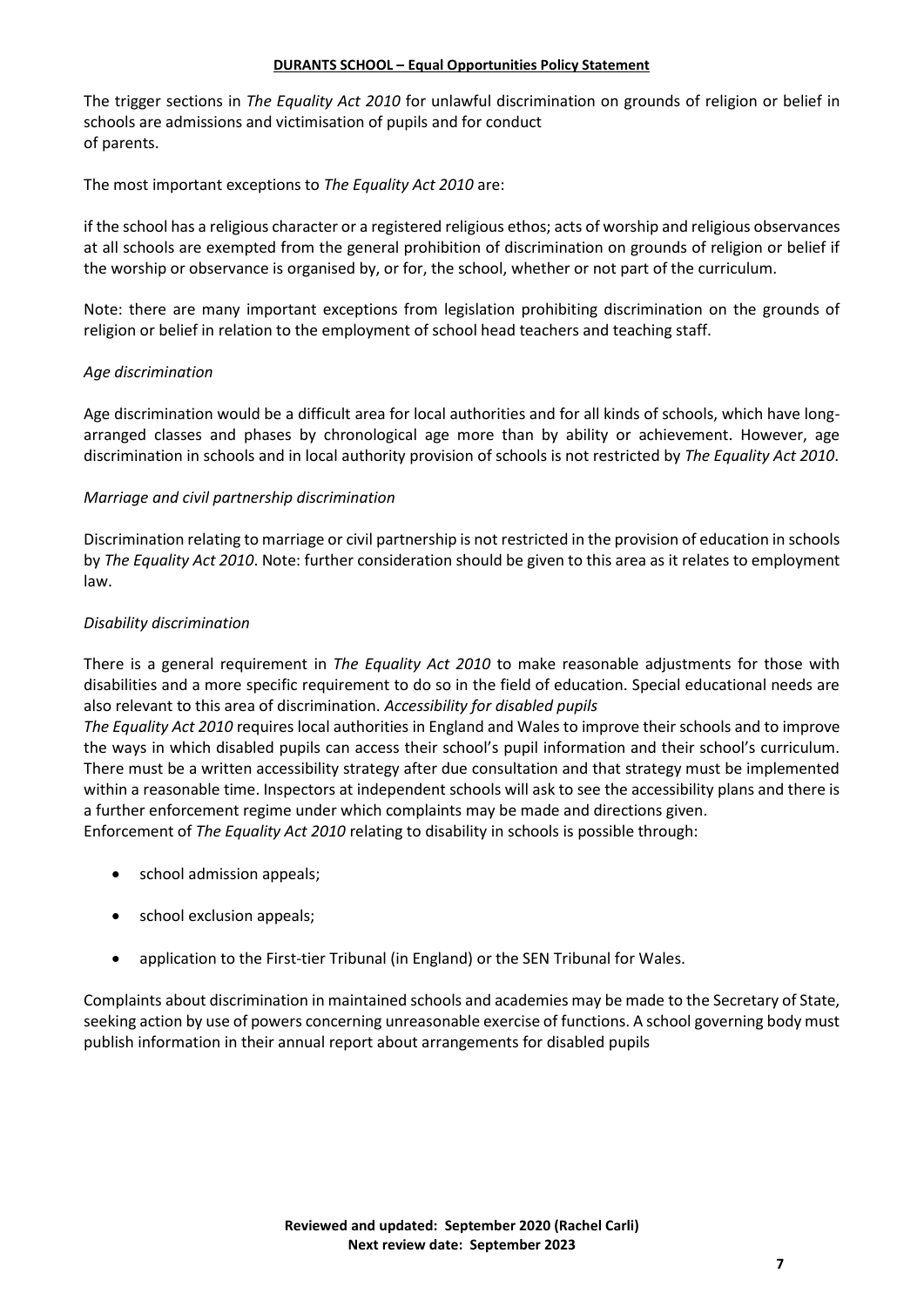The trigger sections in *The Equality Act 2010* for unlawful discrimination on grounds of religion or belief in schools are admissions and victimisation of pupils and for conduct of parents.

The most important exceptions to *The Equality Act 2010* are:

if the school has a religious character or a registered religious ethos; acts of worship and religious observances at all schools are exempted from the general prohibition of discrimination on grounds of religion or belief if the worship or observance is organised by, or for, the school, whether or not part of the curriculum.

Note: there are many important exceptions from legislation prohibiting discrimination on the grounds of religion or belief in relation to the employment of school head teachers and teaching staff.

*Age discrimination*

Age discrimination would be a difficult area for local authorities and for all kinds of schools, which have long-arranged classes and phases by chronological age more than by ability or achievement. However, age discrimination in schools and in local authority provision of schools is not restricted by *The Equality Act 2010*.

*Marriage and civil partnership discrimination*

Discrimination relating to marriage or civil partnership is not restricted in the provision of education in schools by *The Equality Act 2010*. Note: further consideration should be given to this area as it relates to employment law.

*Disability discrimination*

There is a general requirement in *The Equality Act 2010* to make reasonable adjustments for those with disabilities and a more specific requirement to do so in the field of education. Special educational needs are also relevant to this area of discrimination. *Accessibility for disabled pupils*

*The Equality Act 2010* requires local authorities in England and Wales to improve their schools and to improve the ways in which disabled pupils can access their school's pupil information and their school's curriculum. There must be a written accessibility strategy after due consultation and that strategy must be implemented within a reasonable time. Inspectors at independent schools will ask to see the accessibility plans and there is a further enforcement regime under which complaints may be made and directions given.
Enforcement of *The Equality Act 2010* relating to disability in schools is possible through:

- school admission appeals;
- school exclusion appeals;
- application to the First-tier Tribunal (in England) or the SEN Tribunal for Wales.

Complaints about discrimination in maintained schools and academies may be made to the Secretary of State, seeking action by use of powers concerning unreasonable exercise of functions. A school governing body must publish information in their annual report about arrangements for disabled pupils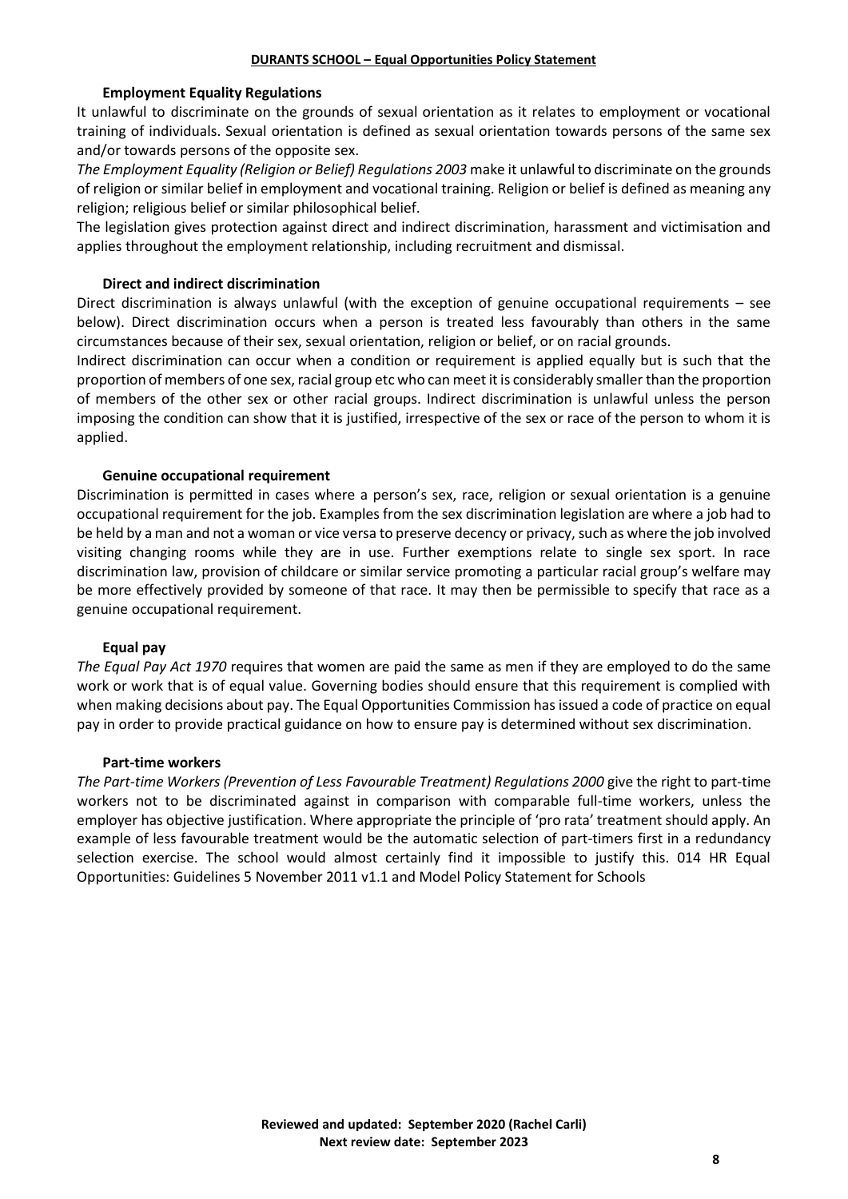### Employment Equality Regulations

It unlawful to discriminate on the grounds of sexual orientation as it relates to employment or vocational training of individuals. Sexual orientation is defined as sexual orientation towards persons of the same sex and/or towards persons of the opposite sex.

*The Employment Equality (Religion or Belief) Regulations 2003* make it unlawful to discriminate on the grounds of religion or similar belief in employment and vocational training. Religion or belief is defined as meaning any religion; religious belief or similar philosophical belief.

The legislation gives protection against direct and indirect discrimination, harassment and victimisation and applies throughout the employment relationship, including recruitment and dismissal.

### Direct and indirect discrimination

Direct discrimination is always unlawful (with the exception of genuine occupational requirements – see below). Direct discrimination occurs when a person is treated less favourably than others in the same circumstances because of their sex, sexual orientation, religion or belief, or on racial grounds.

Indirect discrimination can occur when a condition or requirement is applied equally but is such that the proportion of members of one sex, racial group etc who can meet it is considerably smaller than the proportion of members of the other sex or other racial groups. Indirect discrimination is unlawful unless the person imposing the condition can show that it is justified, irrespective of the sex or race of the person to whom it is applied.

### Genuine occupational requirement

Discrimination is permitted in cases where a person's sex, race, religion or sexual orientation is a genuine occupational requirement for the job. Examples from the sex discrimination legislation are where a job had to be held by a man and not a woman or vice versa to preserve decency or privacy, such as where the job involved visiting changing rooms while they are in use. Further exemptions relate to single sex sport. In race discrimination law, provision of childcare or similar service promoting a particular racial group's welfare may be more effectively provided by someone of that race. It may then be permissible to specify that race as a genuine occupational requirement.

### Equal pay

*The Equal Pay Act 1970* requires that women are paid the same as men if they are employed to do the same work or work that is of equal value. Governing bodies should ensure that this requirement is complied with when making decisions about pay. The Equal Opportunities Commission has issued a code of practice on equal pay in order to provide practical guidance on how to ensure pay is determined without sex discrimination.

### Part-time workers

*The Part-time Workers (Prevention of Less Favourable Treatment) Regulations 2000* give the right to part-time workers not to be discriminated against in comparison with comparable full-time workers, unless the employer has objective justification. Where appropriate the principle of 'pro rata' treatment should apply. An example of less favourable treatment would be the automatic selection of part-timers first in a redundancy selection exercise. The school would almost certainly find it impossible to justify this. 014 HR Equal Opportunities: Guidelines 5 November 2011 v1.1 and Model Policy Statement for Schools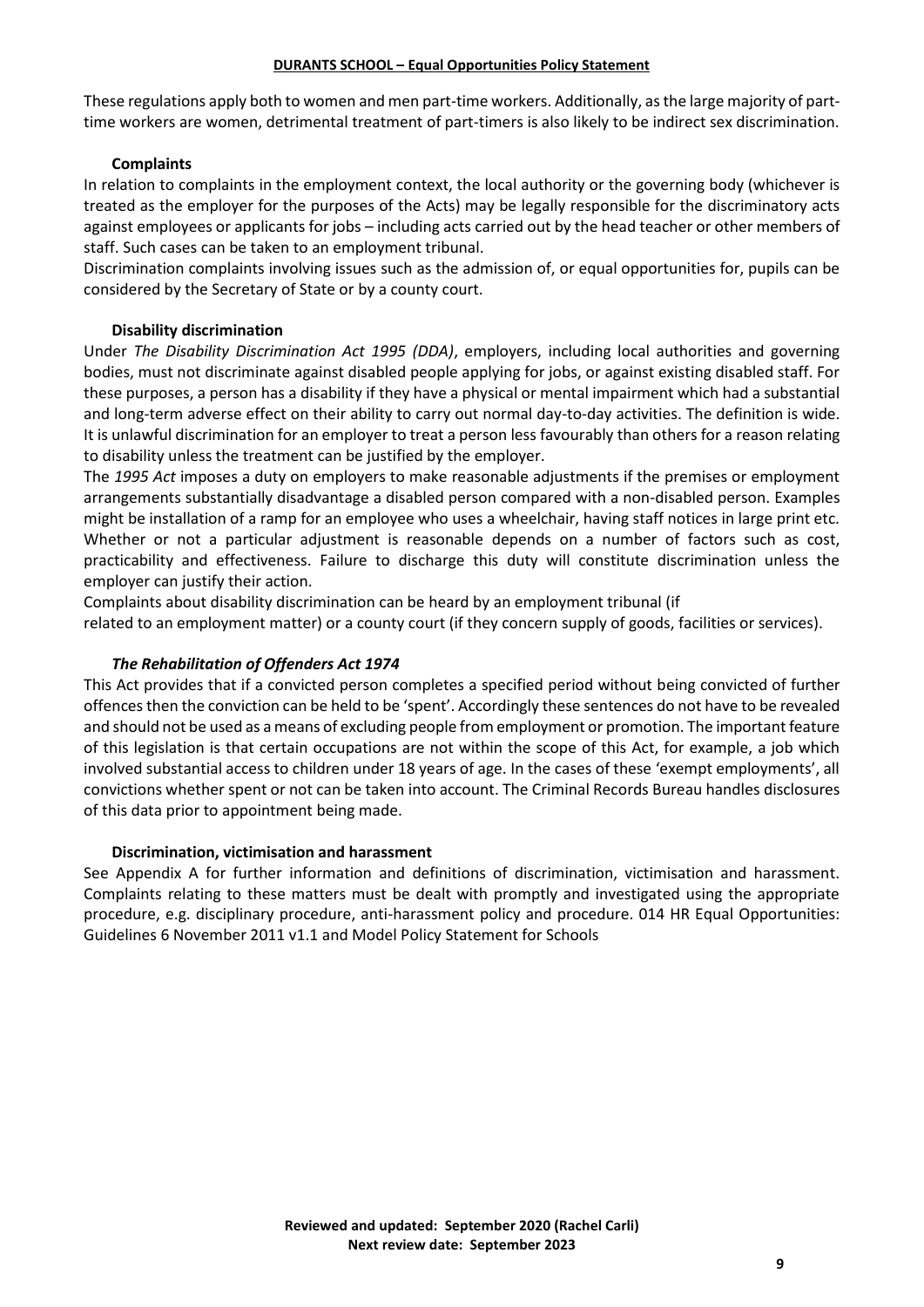These regulations apply both to women and men part-time workers. Additionally, as the large majority of part-time workers are women, detrimental treatment of part-timers is also likely to be indirect sex discrimination.

**Complaints**

In relation to complaints in the employment context, the local authority or the governing body (whichever is treated as the employer for the purposes of the Acts) may be legally responsible for the discriminatory acts against employees or applicants for jobs – including acts carried out by the head teacher or other members of staff. Such cases can be taken to an employment tribunal.

Discrimination complaints involving issues such as the admission of, or equal opportunities for, pupils can be considered by the Secretary of State or by a county court.

**Disability discrimination**

Under *The Disability Discrimination Act 1995 (DDA)*, employers, including local authorities and governing bodies, must not discriminate against disabled people applying for jobs, or against existing disabled staff. For these purposes, a person has a disability if they have a physical or mental impairment which had a substantial and long-term adverse effect on their ability to carry out normal day-to-day activities. The definition is wide. It is unlawful discrimination for an employer to treat a person less favourably than others for a reason relating to disability unless the treatment can be justified by the employer.

The *1995 Act* imposes a duty on employers to make reasonable adjustments if the premises or employment arrangements substantially disadvantage a disabled person compared with a non-disabled person. Examples might be installation of a ramp for an employee who uses a wheelchair, having staff notices in large print etc. Whether or not a particular adjustment is reasonable depends on a number of factors such as cost, practicability and effectiveness. Failure to discharge this duty will constitute discrimination unless the employer can justify their action.

Complaints about disability discrimination can be heard by an employment tribunal (if related to an employment matter) or a county court (if they concern supply of goods, facilities or services).

***The Rehabilitation of Offenders Act 1974***

This Act provides that if a convicted person completes a specified period without being convicted of further offences then the conviction can be held to be 'spent'. Accordingly these sentences do not have to be revealed and should not be used as a means of excluding people from employment or promotion. The important feature of this legislation is that certain occupations are not within the scope of this Act, for example, a job which involved substantial access to children under 18 years of age. In the cases of these 'exempt employments', all convictions whether spent or not can be taken into account. The Criminal Records Bureau handles disclosures of this data prior to appointment being made.

**Discrimination, victimisation and harassment**

See Appendix A for further information and definitions of discrimination, victimisation and harassment. Complaints relating to these matters must be dealt with promptly and investigated using the appropriate procedure, e.g. disciplinary procedure, anti-harassment policy and procedure. 014 HR Equal Opportunities: Guidelines 6 November 2011 v1.1 and Model Policy Statement for Schools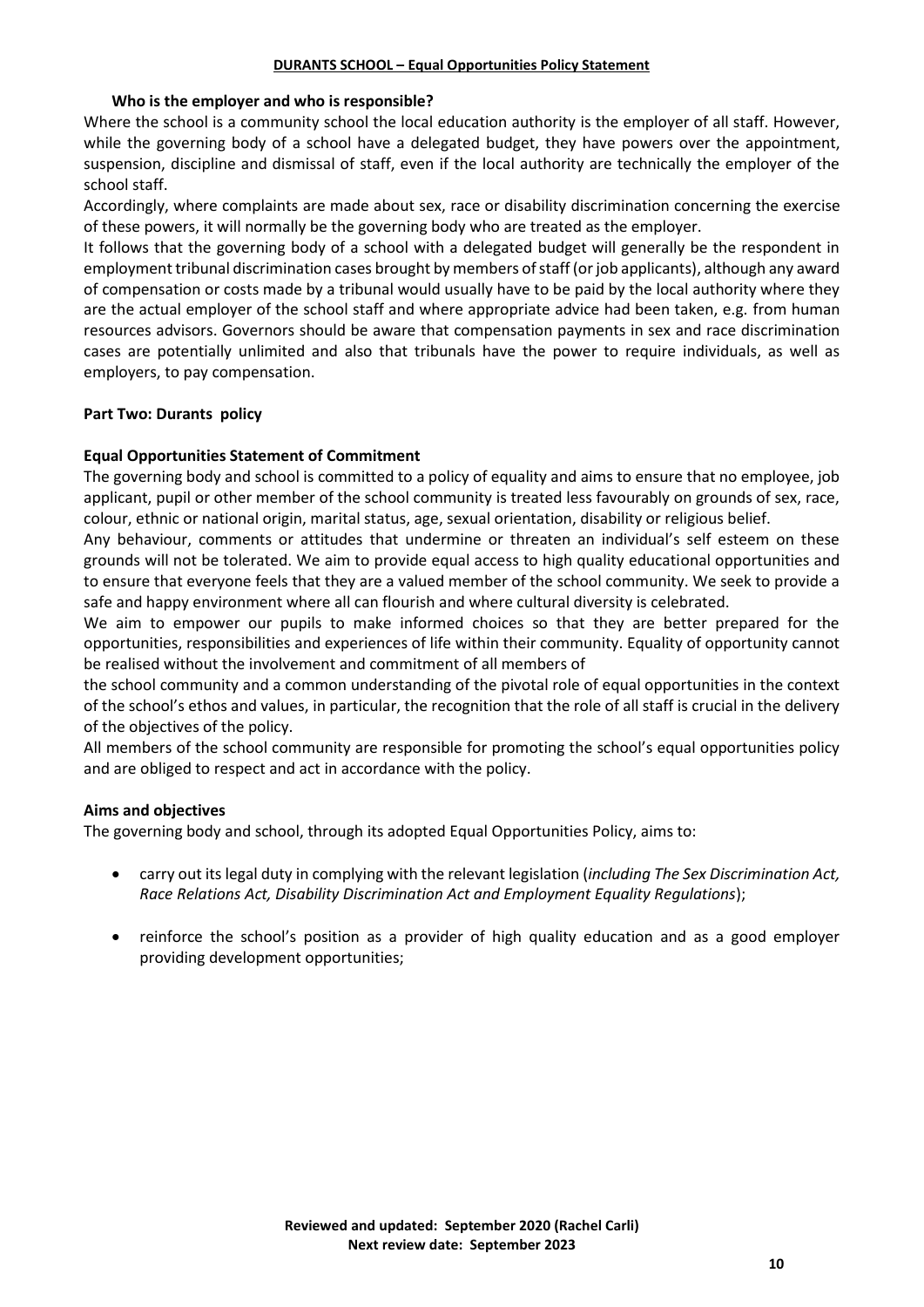### Who is the employer and who is responsible?

Where the school is a community school the local education authority is the employer of all staff. However, while the governing body of a school have a delegated budget, they have powers over the appointment, suspension, discipline and dismissal of staff, even if the local authority are technically the employer of the school staff.

Accordingly, where complaints are made about sex, race or disability discrimination concerning the exercise of these powers, it will normally be the governing body who are treated as the employer.

It follows that the governing body of a school with a delegated budget will generally be the respondent in employment tribunal discrimination cases brought by members of staff (or job applicants), although any award of compensation or costs made by a tribunal would usually have to be paid by the local authority where they are the actual employer of the school staff and where appropriate advice had been taken, e.g. from human resources advisors. Governors should be aware that compensation payments in sex and race discrimination cases are potentially unlimited and also that tribunals have the power to require individuals, as well as employers, to pay compensation.

## Part Two: Durants policy

### Equal Opportunities Statement of Commitment

The governing body and school is committed to a policy of equality and aims to ensure that no employee, job applicant, pupil or other member of the school community is treated less favourably on grounds of sex, race, colour, ethnic or national origin, marital status, age, sexual orientation, disability or religious belief.

Any behaviour, comments or attitudes that undermine or threaten an individual's self esteem on these grounds will not be tolerated. We aim to provide equal access to high quality educational opportunities and to ensure that everyone feels that they are a valued member of the school community. We seek to provide a safe and happy environment where all can flourish and where cultural diversity is celebrated.

We aim to empower our pupils to make informed choices so that they are better prepared for the opportunities, responsibilities and experiences of life within their community. Equality of opportunity cannot be realised without the involvement and commitment of all members of the school community and a common understanding of the pivotal role of equal opportunities in the context of the school's ethos and values, in particular, the recognition that the role of all staff is crucial in the delivery of the objectives of the policy.

All members of the school community are responsible for promoting the school's equal opportunities policy and are obliged to respect and act in accordance with the policy.

### Aims and objectives

The governing body and school, through its adopted Equal Opportunities Policy, aims to:

- carry out its legal duty in complying with the relevant legislation (*including The Sex Discrimination Act, Race Relations Act, Disability Discrimination Act and Employment Equality Regulations*);
- reinforce the school's position as a provider of high quality education and as a good employer providing development opportunities;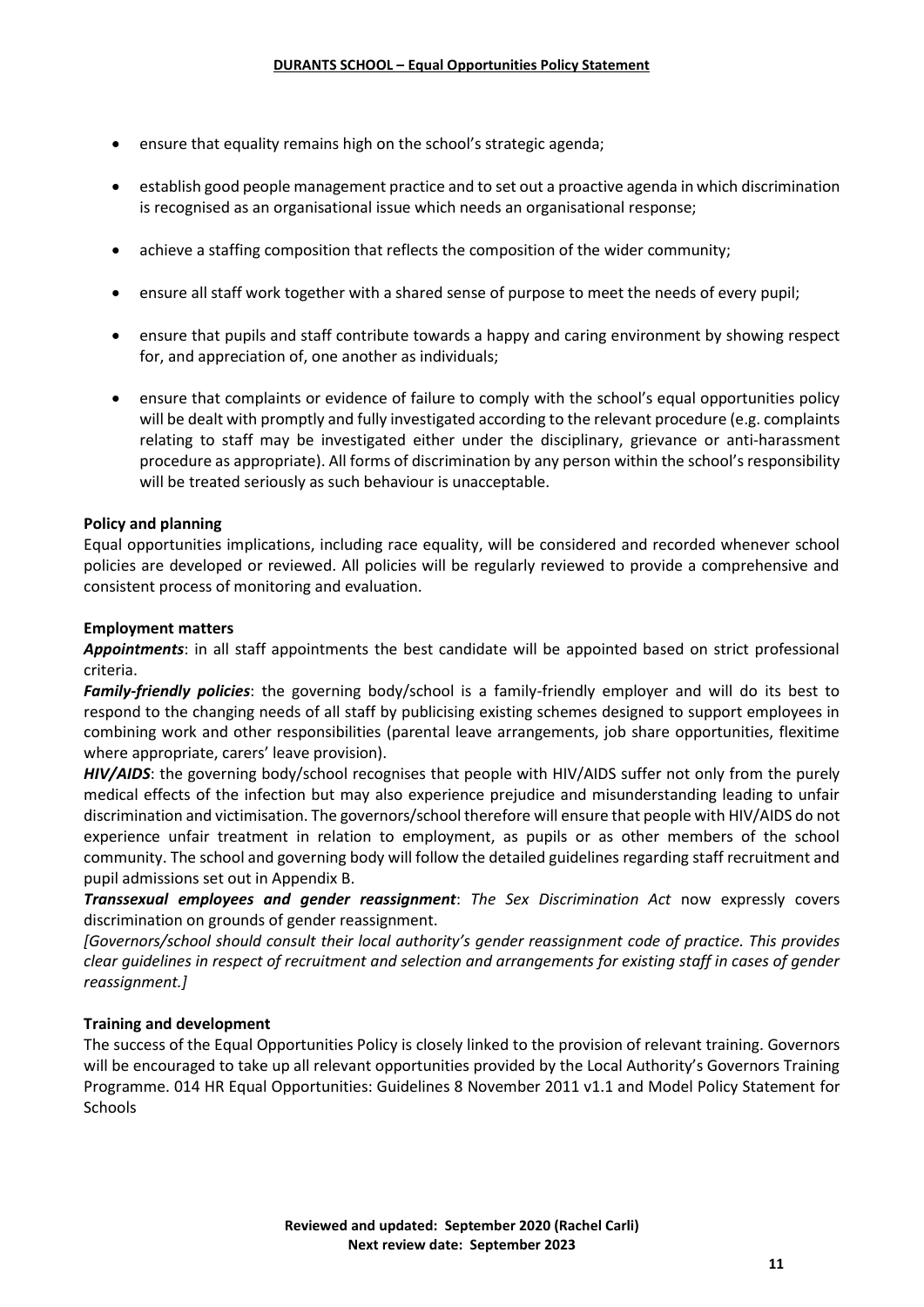- ensure that equality remains high on the school's strategic agenda;
- establish good people management practice and to set out a proactive agenda in which discrimination is recognised as an organisational issue which needs an organisational response;
- achieve a staffing composition that reflects the composition of the wider community;
- ensure all staff work together with a shared sense of purpose to meet the needs of every pupil;
- ensure that pupils and staff contribute towards a happy and caring environment by showing respect for, and appreciation of, one another as individuals;
- ensure that complaints or evidence of failure to comply with the school's equal opportunities policy will be dealt with promptly and fully investigated according to the relevant procedure (e.g. complaints relating to staff may be investigated either under the disciplinary, grievance or anti-harassment procedure as appropriate). All forms of discrimination by any person within the school's responsibility will be treated seriously as such behaviour is unacceptable.

**Policy and planning**

Equal opportunities implications, including race equality, will be considered and recorded whenever school policies are developed or reviewed. All policies will be regularly reviewed to provide a comprehensive and consistent process of monitoring and evaluation.

**Employment matters**

***Appointments***: in all staff appointments the best candidate will be appointed based on strict professional criteria.

***Family-friendly policies***: the governing body/school is a family-friendly employer and will do its best to respond to the changing needs of all staff by publicising existing schemes designed to support employees in combining work and other responsibilities (parental leave arrangements, job share opportunities, flexitime where appropriate, carers' leave provision).

***HIV/AIDS***: the governing body/school recognises that people with HIV/AIDS suffer not only from the purely medical effects of the infection but may also experience prejudice and misunderstanding leading to unfair discrimination and victimisation. The governors/school therefore will ensure that people with HIV/AIDS do not experience unfair treatment in relation to employment, as pupils or as other members of the school community. The school and governing body will follow the detailed guidelines regarding staff recruitment and pupil admissions set out in Appendix B.

***Transsexual employees and gender reassignment***: *The Sex Discrimination Act* now expressly covers discrimination on grounds of gender reassignment.

*[Governors/school should consult their local authority's gender reassignment code of practice. This provides clear guidelines in respect of recruitment and selection and arrangements for existing staff in cases of gender reassignment.]*

**Training and development**

The success of the Equal Opportunities Policy is closely linked to the provision of relevant training. Governors will be encouraged to take up all relevant opportunities provided by the Local Authority's Governors Training Programme. 014 HR Equal Opportunities: Guidelines 8 November 2011 v1.1 and Model Policy Statement for Schools

**Reviewed and updated: September 2020 (Rachel Carli)**
**Next review date: September 2023**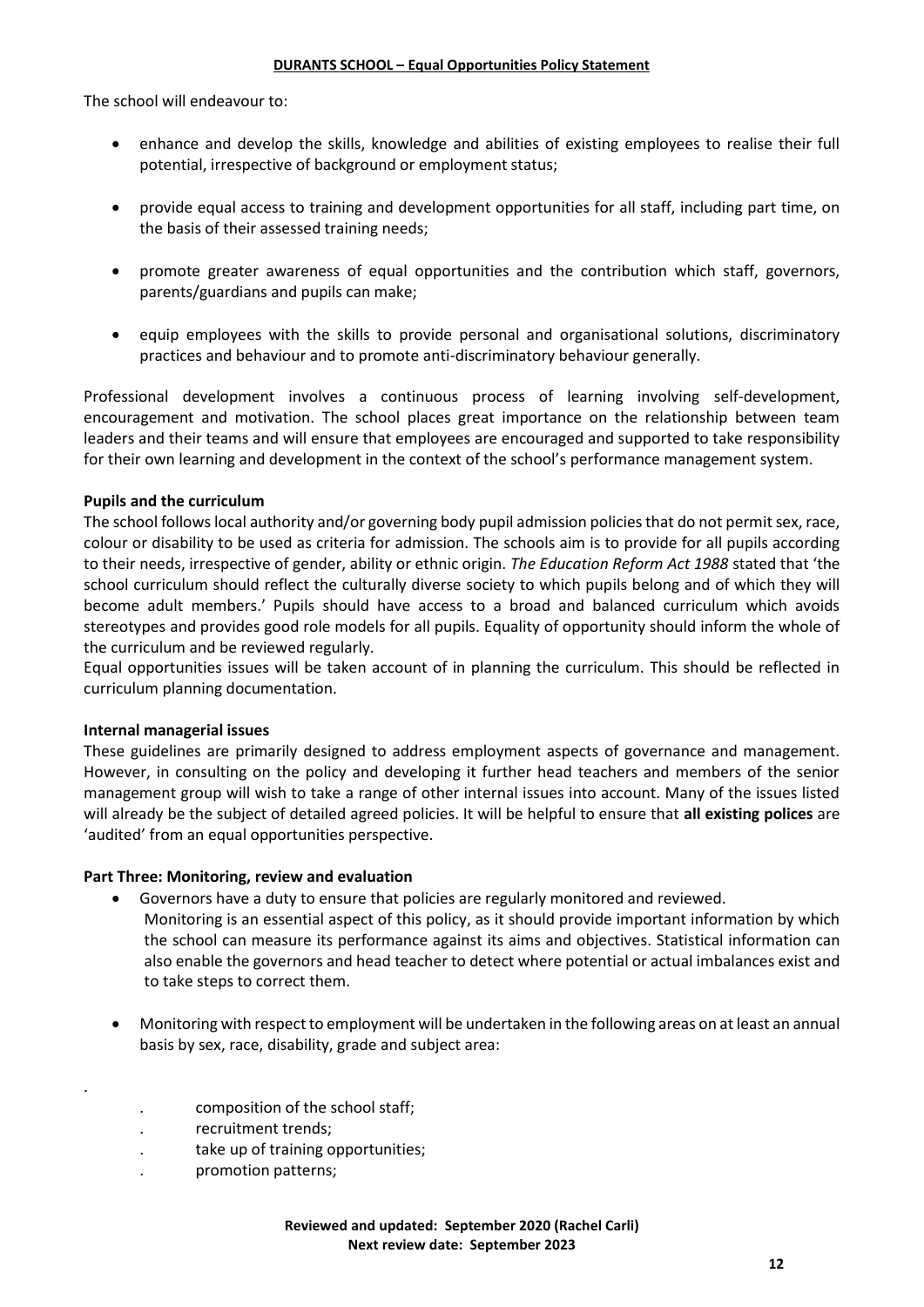The school will endeavour to:

- enhance and develop the skills, knowledge and abilities of existing employees to realise their full potential, irrespective of background or employment status;
- provide equal access to training and development opportunities for all staff, including part time, on the basis of their assessed training needs;
- promote greater awareness of equal opportunities and the contribution which staff, governors, parents/guardians and pupils can make;
- equip employees with the skills to provide personal and organisational solutions, discriminatory practices and behaviour and to promote anti-discriminatory behaviour generally.

Professional development involves a continuous process of learning involving self-development, encouragement and motivation. The school places great importance on the relationship between team leaders and their teams and will ensure that employees are encouraged and supported to take responsibility for their own learning and development in the context of the school's performance management system.

**Pupils and the curriculum**

The school follows local authority and/or governing body pupil admission policies that do not permit sex, race, colour or disability to be used as criteria for admission. The schools aim is to provide for all pupils according to their needs, irrespective of gender, ability or ethnic origin. *The Education Reform Act 1988* stated that 'the school curriculum should reflect the culturally diverse society to which pupils belong and of which they will become adult members.' Pupils should have access to a broad and balanced curriculum which avoids stereotypes and provides good role models for all pupils. Equality of opportunity should inform the whole of the curriculum and be reviewed regularly.

Equal opportunities issues will be taken account of in planning the curriculum. This should be reflected in curriculum planning documentation.

**Internal managerial issues**

These guidelines are primarily designed to address employment aspects of governance and management. However, in consulting on the policy and developing it further head teachers and members of the senior management group will wish to take a range of other internal issues into account. Many of the issues listed will already be the subject of detailed agreed policies. It will be helpful to ensure that **all existing polices** are 'audited' from an equal opportunities perspective.

**Part Three: Monitoring, review and evaluation**

- Governors have a duty to ensure that policies are regularly monitored and reviewed. Monitoring is an essential aspect of this policy, as it should provide important information by which the school can measure its performance against its aims and objectives. Statistical information can also enable the governors and head teacher to detect where potential or actual imbalances exist and to take steps to correct them.
- Monitoring with respect to employment will be undertaken in the following areas on at least an annual basis by sex, race, disability, grade and subject area:

    - composition of the school staff;
    - recruitment trends;
    - take up of training opportunities;
    - promotion patterns;

**Reviewed and updated: September 2020 (Rachel Carli)**
**Next review date: September 2023**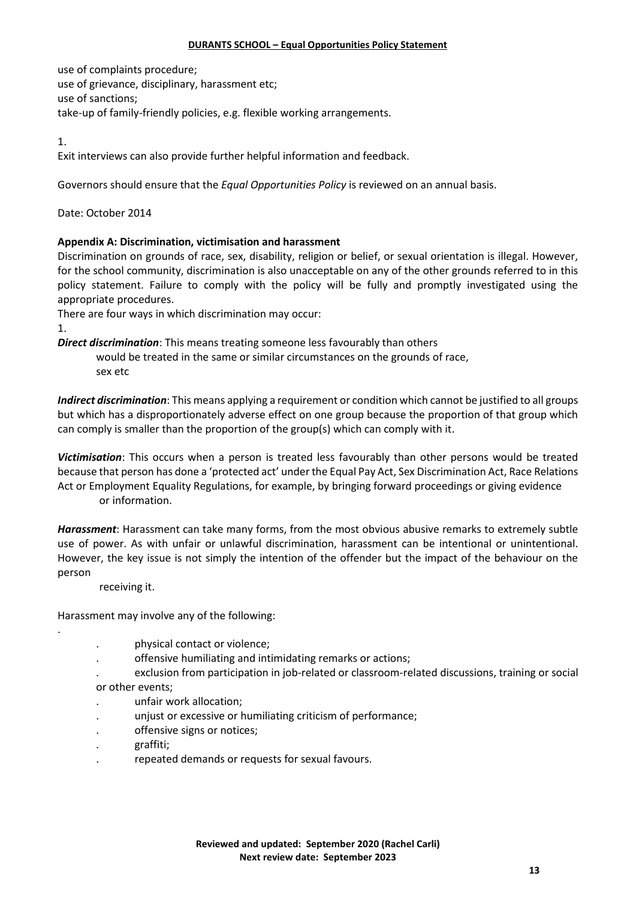use of complaints procedure;
use of grievance, disciplinary, harassment etc;
use of sanctions;
take-up of family-friendly policies, e.g. flexible working arrangements.

1.
Exit interviews can also provide further helpful information and feedback.

Governors should ensure that the *Equal Opportunities Policy* is reviewed on an annual basis.

Date: October 2014

**Appendix A: Discrimination, victimisation and harassment**

Discrimination on grounds of race, sex, disability, religion or belief, or sexual orientation is illegal. However, for the school community, discrimination is also unacceptable on any of the other grounds referred to in this policy statement. Failure to comply with the policy will be fully and promptly investigated using the appropriate procedures.

There are four ways in which discrimination may occur:

1.
***Direct discrimination***: This means treating someone less favourably than others would be treated in the same or similar circumstances on the grounds of race, sex etc

***Indirect discrimination***: This means applying a requirement or condition which cannot be justified to all groups but which has a disproportionately adverse effect on one group because the proportion of that group which can comply is smaller than the proportion of the group(s) which can comply with it.

***Victimisation***: This occurs when a person is treated less favourably than other persons would be treated because that person has done a 'protected act' under the Equal Pay Act, Sex Discrimination Act, Race Relations Act or Employment Equality Regulations, for example, by bringing forward proceedings or giving evidence or information.

***Harassment***: Harassment can take many forms, from the most obvious abusive remarks to extremely subtle use of power. As with unfair or unlawful discrimination, harassment can be intentional or unintentional. However, the key issue is not simply the intention of the offender but the impact of the behaviour on the person receiving it.

Harassment may involve any of the following:

- physical contact or violence;
- offensive humiliating and intimidating remarks or actions;
- exclusion from participation in job-related or classroom-related discussions, training or social or other events;
- unfair work allocation;
- unjust or excessive or humiliating criticism of performance;
- offensive signs or notices;
- graffiti;
- repeated demands or requests for sexual favours.

**Reviewed and updated: September 2020 (Rachel Carli)**
**Next review date: September 2023**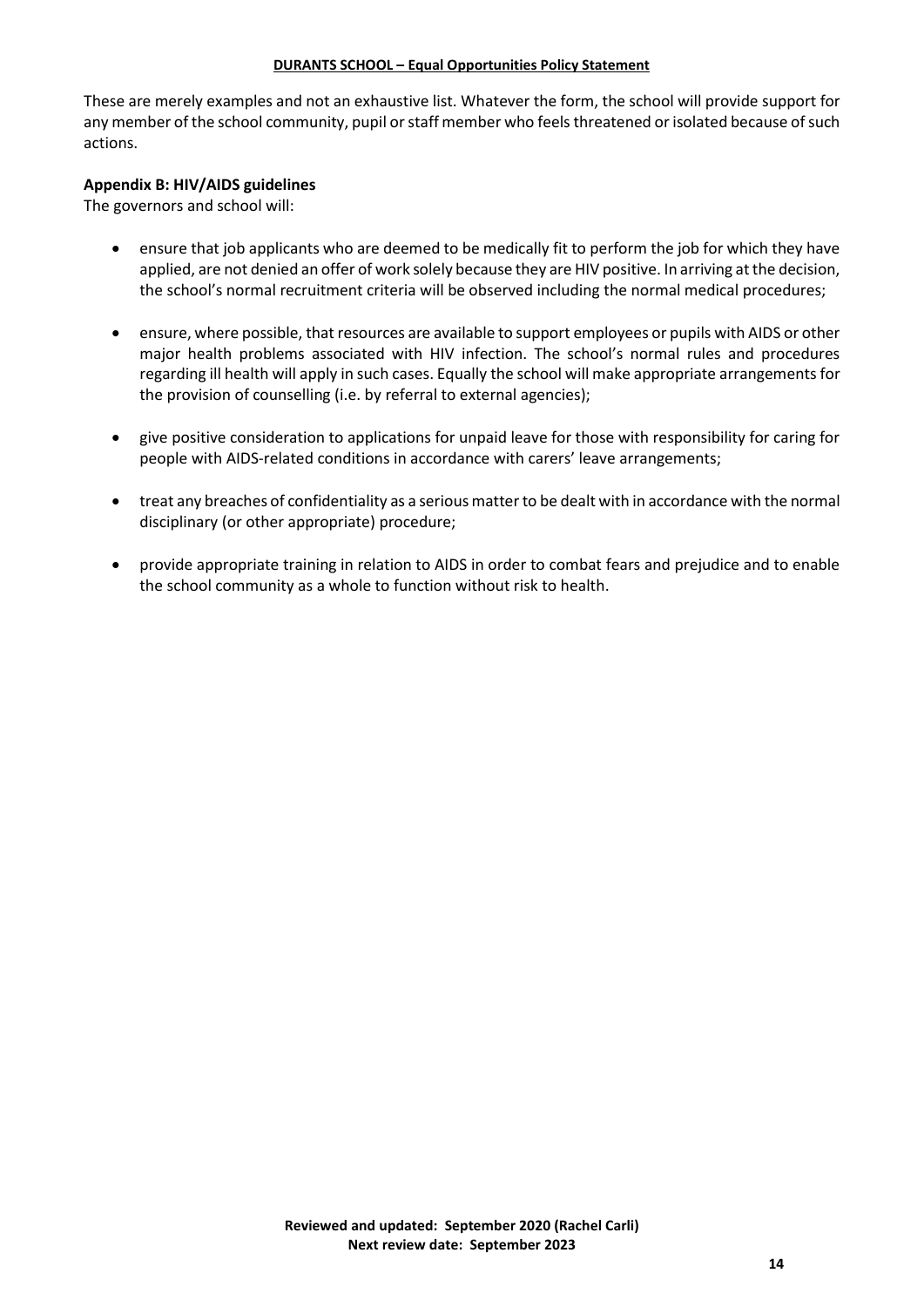These are merely examples and not an exhaustive list. Whatever the form, the school will provide support for any member of the school community, pupil or staff member who feels threatened or isolated because of such actions.

**Appendix B: HIV/AIDS guidelines**

The governors and school will:

- ensure that job applicants who are deemed to be medically fit to perform the job for which they have applied, are not denied an offer of work solely because they are HIV positive. In arriving at the decision, the school's normal recruitment criteria will be observed including the normal medical procedures;

- ensure, where possible, that resources are available to support employees or pupils with AIDS or other major health problems associated with HIV infection. The school's normal rules and procedures regarding ill health will apply in such cases. Equally the school will make appropriate arrangements for the provision of counselling (i.e. by referral to external agencies);

- give positive consideration to applications for unpaid leave for those with responsibility for caring for people with AIDS-related conditions in accordance with carers' leave arrangements;

- treat any breaches of confidentiality as a serious matter to be dealt with in accordance with the normal disciplinary (or other appropriate) procedure;

- provide appropriate training in relation to AIDS in order to combat fears and prejudice and to enable the school community as a whole to function without risk to health.

**Reviewed and updated: September 2020 (Rachel Carli)**
**Next review date: September 2023**